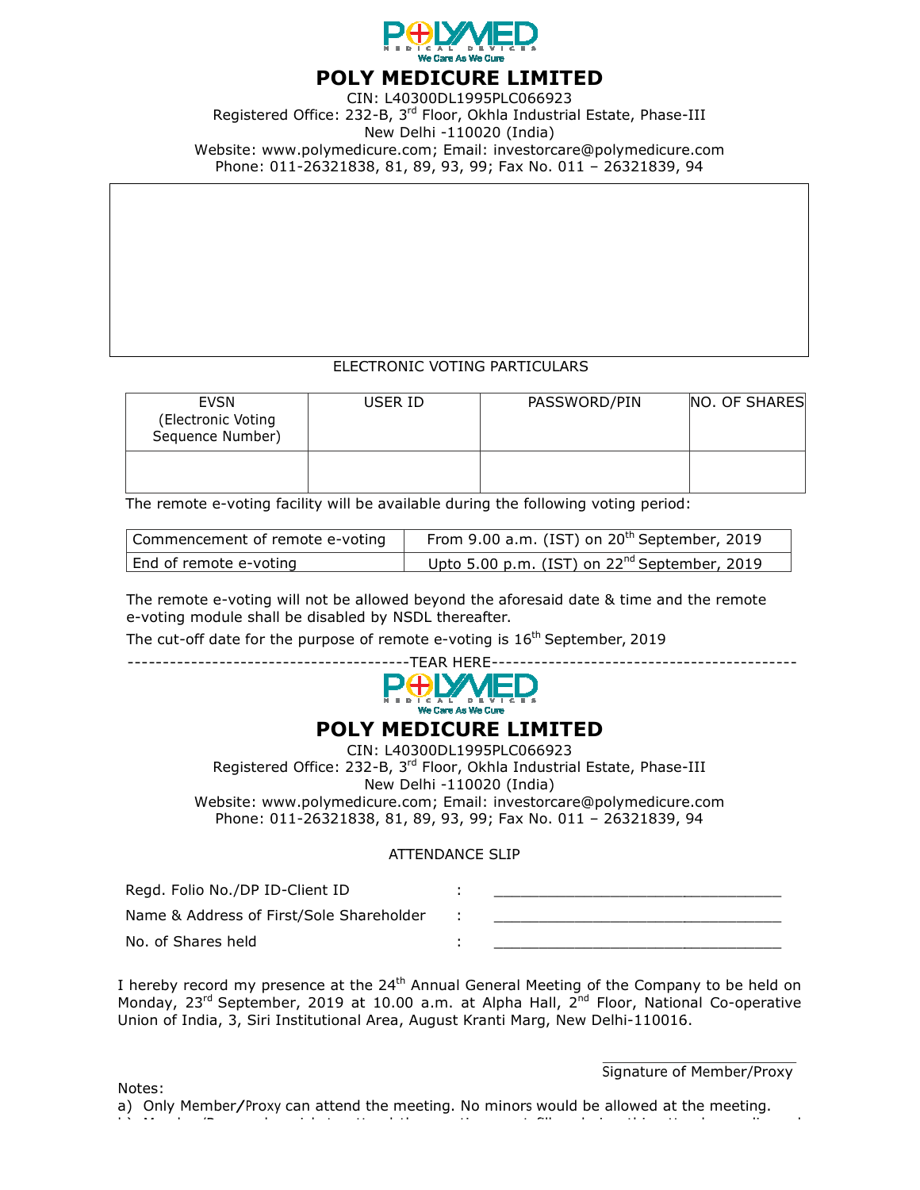# POLY MEDICURE LIMITED

CIN: L40300DL1995PLC066923
Registered Office: 232-B, 3rd Floor, Okhla Industrial Estate, Phase-III
New Delhi -110020 (India)
Website: www.polymedicure.com; Email: investorcare@polymedicure.com
Phone: 011-26321838, 81, 89, 93, 99; Fax No. 011 – 26321839, 94

ELECTRONIC VOTING PARTICULARS

| EVSN (Electronic Voting Sequence Number) | USER ID | PASSWORD/PIN | NO. OF SHARES |
|---|---|---|---|
| | | | |

The remote e-voting facility will be available during the following voting period:

| Commencement of remote e-voting | From 9.00 a.m. (IST) on 20th September, 2019 |
|---|---|
| End of remote e-voting | Upto 5.00 p.m. (IST) on 22nd September, 2019 |

The remote e-voting will not be allowed beyond the aforesaid date & time and the remote e-voting module shall be disabled by NSDL thereafter.

The cut-off date for the purpose of remote e-voting is 16th September, 2019

----------------------------------------TEAR HERE-------------------------------------------

# POLY MEDICURE LIMITED

CIN: L40300DL1995PLC066923
Registered Office: 232-B, 3rd Floor, Okhla Industrial Estate, Phase-III
New Delhi -110020 (India)
Website: www.polymedicure.com; Email: investorcare@polymedicure.com
Phone: 011-26321838, 81, 89, 93, 99; Fax No. 011 – 26321839, 94

ATTENDANCE SLIP

Regd. Folio No./DP ID-Client ID : ______________________________

Name & Address of First/Sole Shareholder : ______________________________

No. of Shares held : ______________________________

I hereby record my presence at the 24th Annual General Meeting of the Company to be held on Monday, 23rd September, 2019 at 10.00 a.m. at Alpha Hall, 2nd Floor, National Co-operative Union of India, 3, Siri Institutional Area, August Kranti Marg, New Delhi-110016.

______________________
Signature of Member/Proxy

Notes:

a) Only Member/Proxy can attend the meeting. No minors would be allowed at the meeting.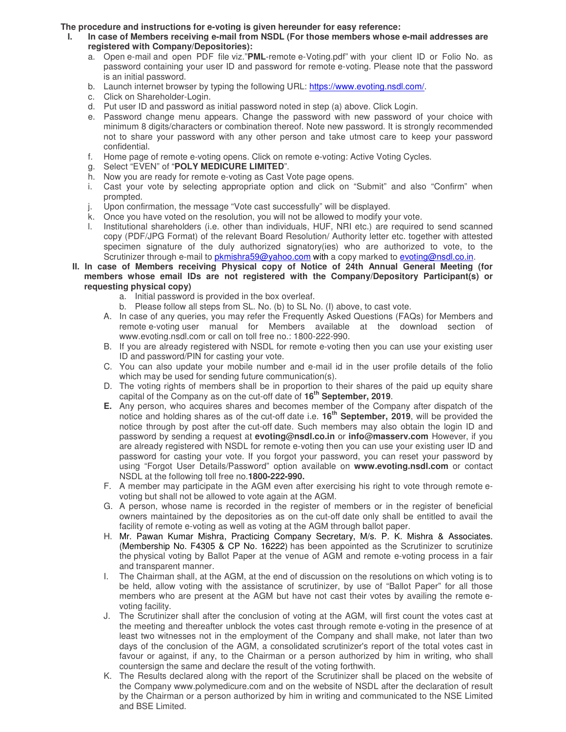**The procedure and instructions for e-voting is given hereunder for easy reference:**

**I. In case of Members receiving e-mail from NSDL (For those members whose e-mail addresses are registered with Company/Depositories):**

a. Open e-mail and open PDF file viz."**PML**-remote e-Voting.pdf" with your client ID or Folio No. as password containing your user ID and password for remote e-voting. Please note that the password is an initial password.

b. Launch internet browser by typing the following URL: https://www.evoting.nsdl.com/.

c. Click on Shareholder-Login.

d. Put user ID and password as initial password noted in step (a) above. Click Login.

e. Password change menu appears. Change the password with new password of your choice with minimum 8 digits/characters or combination thereof. Note new password. It is strongly recommended not to share your password with any other person and take utmost care to keep your password confidential.

f. Home page of remote e-voting opens. Click on remote e-voting: Active Voting Cycles.

g. Select "EVEN" of "**POLY MEDICURE LIMITED**".

h. Now you are ready for remote e-voting as Cast Vote page opens.

i. Cast your vote by selecting appropriate option and click on "Submit" and also "Confirm" when prompted.

j. Upon confirmation, the message "Vote cast successfully" will be displayed.

k. Once you have voted on the resolution, you will not be allowed to modify your vote.

l. Institutional shareholders (i.e. other than individuals, HUF, NRI etc.) are required to send scanned copy (PDF/JPG Format) of the relevant Board Resolution/ Authority letter etc. together with attested specimen signature of the duly authorized signatory(ies) who are authorized to vote, to the Scrutinizer through e-mail to pkmishra59@yahoo.com with a copy marked to evoting@nsdl.co.in.

**II. In case of Members receiving Physical copy of Notice of 24th Annual General Meeting (for members whose email IDs are not registered with the Company/Depository Participant(s) or requesting physical copy)**

a. Initial password is provided in the box overleaf.

b. Please follow all steps from SL. No. (b) to SL No. (l) above, to cast vote.

A. In case of any queries, you may refer the Frequently Asked Questions (FAQs) for Members and remote e-voting user manual for Members available at the download section of www.evoting.nsdl.com or call on toll free no.: 1800-222-990.

B. If you are already registered with NSDL for remote e-voting then you can use your existing user ID and password/PIN for casting your vote.

C. You can also update your mobile number and e-mail id in the user profile details of the folio which may be used for sending future communication(s).

D. The voting rights of members shall be in proportion to their shares of the paid up equity share capital of the Company as on the cut-off date of **16th September, 2019**.

**E.** Any person, who acquires shares and becomes member of the Company after dispatch of the notice and holding shares as of the cut-off date i.e. **16th September, 2019**, will be provided the notice through by post after the cut-off date. Such members may also obtain the login ID and password by sending a request at **evoting@nsdl.co.in** or **info@masserv.com** However, if you are already registered with NSDL for remote e-voting then you can use your existing user ID and password for casting your vote. If you forgot your password, you can reset your password by using "Forgot User Details/Password" option available on **www.evoting.nsdl.com** or contact NSDL at the following toll free no.**1800-222-990.**

F. A member may participate in the AGM even after exercising his right to vote through remote e-voting but shall not be allowed to vote again at the AGM.

G. A person, whose name is recorded in the register of members or in the register of beneficial owners maintained by the depositories as on the cut-off date only shall be entitled to avail the facility of remote e-voting as well as voting at the AGM through ballot paper.

H. Mr. Pawan Kumar Mishra, Practicing Company Secretary, M/s. P. K. Mishra & Associates. (Membership No. F4305 & CP No. 16222) has been appointed as the Scrutinizer to scrutinize the physical voting by Ballot Paper at the venue of AGM and remote e-voting process in a fair and transparent manner.

I. The Chairman shall, at the AGM, at the end of discussion on the resolutions on which voting is to be held, allow voting with the assistance of scrutinizer, by use of "Ballot Paper" for all those members who are present at the AGM but have not cast their votes by availing the remote e-voting facility.

J. The Scrutinizer shall after the conclusion of voting at the AGM, will first count the votes cast at the meeting and thereafter unblock the votes cast through remote e-voting in the presence of at least two witnesses not in the employment of the Company and shall make, not later than two days of the conclusion of the AGM, a consolidated scrutinizer's report of the total votes cast in favour or against, if any, to the Chairman or a person authorized by him in writing, who shall countersign the same and declare the result of the voting forthwith.

K. The Results declared along with the report of the Scrutinizer shall be placed on the website of the Company www.polymedicure.com and on the website of NSDL after the declaration of result by the Chairman or a person authorized by him in writing and communicated to the NSE Limited and BSE Limited.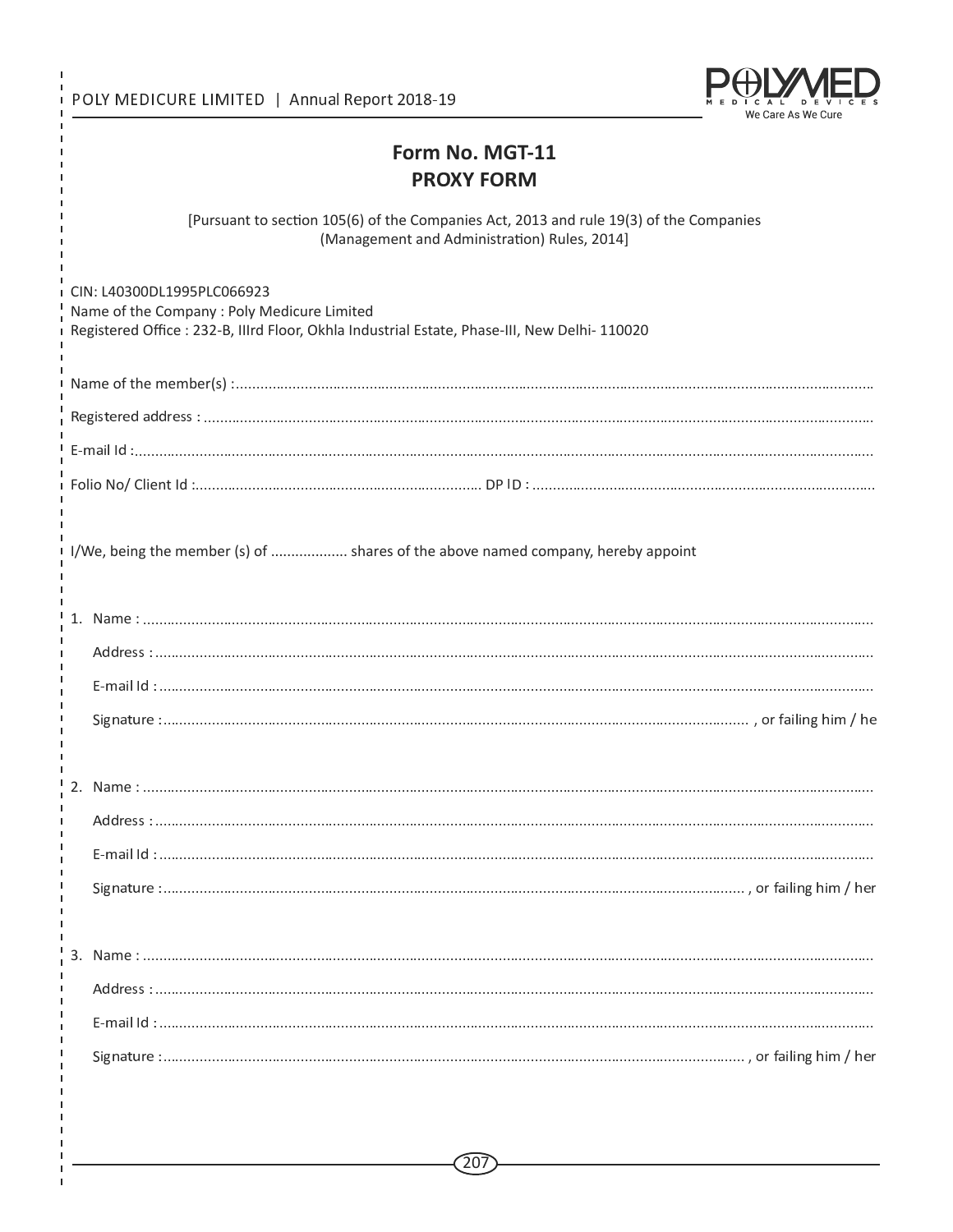# Form No. MGT-11
# PROXY FORM

[Pursuant to section 105(6) of the Companies Act, 2013 and rule 19(3) of the Companies (Management and Administration) Rules, 2014]

CIN: L40300DL1995PLC066923
Name of the Company : Poly Medicure Limited
Registered Office : 232-B, IIIrd Floor, Okhla Industrial Estate, Phase-III, New Delhi- 110020

Name of the member(s) :.....................................................................................................................................................

Registered address : ...........................................................................................................................................................

E-mail Id :..............................................................................................................................................................................

Folio No/ Client Id :...................................................................... DP ID : ...................................................................................

I/We, being the member (s) of .................. shares of the above named company, hereby appoint

1. Name : ..............................................................................................................................................................................

   Address : ...........................................................................................................................................................................

   E-mail Id : ..........................................................................................................................................................................

   Signature :........................................................................................................................................ , or failing him / he

2. Name : ..............................................................................................................................................................................

   Address : ...........................................................................................................................................................................

   E-mail Id : ..........................................................................................................................................................................

   Signature :........................................................................................................................................ , or failing him / her

3. Name : ..............................................................................................................................................................................

   Address : ...........................................................................................................................................................................

   E-mail Id : ..........................................................................................................................................................................

   Signature :........................................................................................................................................ , or failing him / her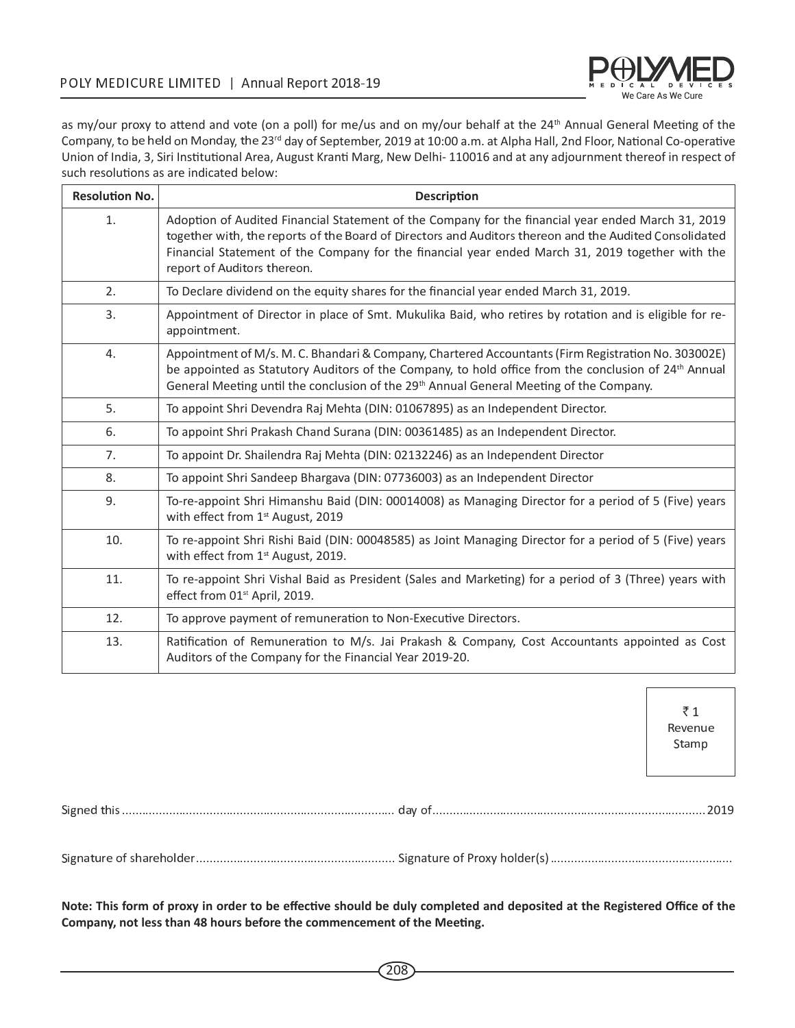as my/our proxy to attend and vote (on a poll) for me/us and on my/our behalf at the 24th Annual General Meeting of the Company, to be held on Monday, the 23rd day of September, 2019 at 10:00 a.m. at Alpha Hall, 2nd Floor, National Co-operative Union of India, 3, Siri Institutional Area, August Kranti Marg, New Delhi- 110016 and at any adjournment thereof in respect of such resolutions as are indicated below:

| Resolution No. | Description |
|---|---|
| 1. | Adoption of Audited Financial Statement of the Company for the financial year ended March 31, 2019 together with, the reports of the Board of Directors and Auditors thereon and the Audited Consolidated Financial Statement of the Company for the financial year ended March 31, 2019 together with the report of Auditors thereon. |
| 2. | To Declare dividend on the equity shares for the financial year ended March 31, 2019. |
| 3. | Appointment of Director in place of Smt. Mukulika Baid, who retires by rotation and is eligible for re-appointment. |
| 4. | Appointment of M/s. M. C. Bhandari & Company, Chartered Accountants (Firm Registration No. 303002E) be appointed as Statutory Auditors of the Company, to hold office from the conclusion of 24th Annual General Meeting until the conclusion of the 29th Annual General Meeting of the Company. |
| 5. | To appoint Shri Devendra Raj Mehta (DIN: 01067895) as an Independent Director. |
| 6. | To appoint Shri Prakash Chand Surana (DIN: 00361485) as an Independent Director. |
| 7. | To appoint Dr. Shailendra Raj Mehta (DIN: 02132246) as an Independent Director |
| 8. | To appoint Shri Sandeep Bhargava (DIN: 07736003) as an Independent Director |
| 9. | To-re-appoint Shri Himanshu Baid (DIN: 00014008) as Managing Director for a period of 5 (Five) years with effect from 1st August, 2019 |
| 10. | To re-appoint Shri Rishi Baid (DIN: 00048585) as Joint Managing Director for a period of 5 (Five) years with effect from 1st August, 2019. |
| 11. | To re-appoint Shri Vishal Baid as President (Sales and Marketing) for a period of 3 (Three) years with effect from 01st April, 2019. |
| 12. | To approve payment of remuneration to Non-Executive Directors. |
| 13. | Ratification of Remuneration to M/s. Jai Prakash & Company, Cost Accountants appointed as Cost Auditors of the Company for the Financial Year 2019-20. |

₹ 1
Revenue
Stamp

Signed this ............................................................................ day of............................................................................ 2019

Signature of shareholder ........................................................ Signature of Proxy holder(s) ....................................................

**Note: This form of proxy in order to be effective should be duly completed and deposited at the Registered Office of the Company, not less than 48 hours before the commencement of the Meeting.**